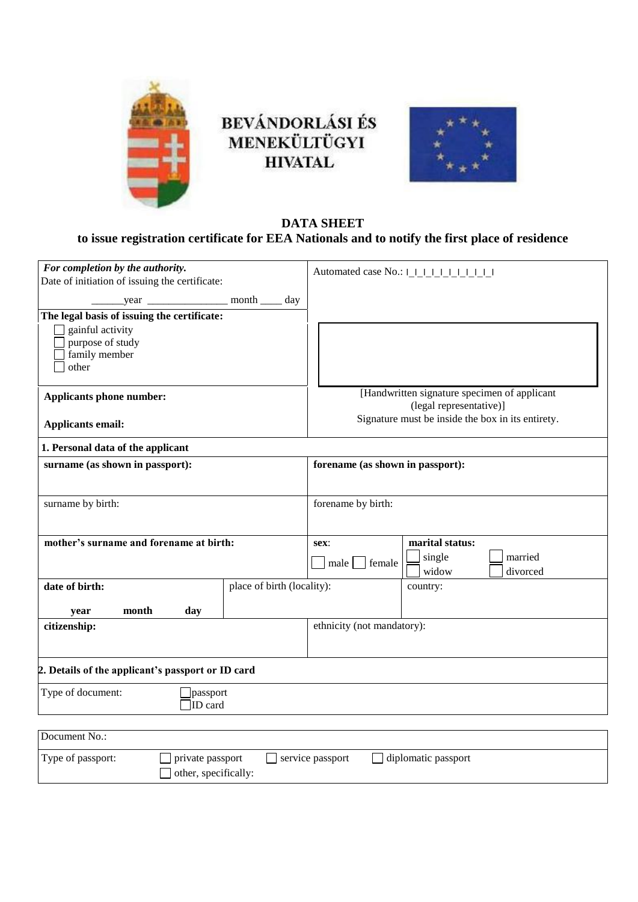BEVÁNDORLÁSI ÉS MENEKÜLTÜGYI HIVATAL

# DATA SHEET
## to issue registration certificate for EEA Nationals and to notify the first place of residence

| | |
|---|---|
| ***For completion by the authority.*** Date of initiation of issuing the certificate: ______year _______________ month ____ day | Automated case No.: I_I_I_I_I_I_I_I_I_I_I |
| **The legal basis of issuing the certificate:** ☐ gainful activity ☐ purpose of study ☐ family member ☐ other | |
| **Applicants phone number:** **Applicants email:** | [Handwritten signature specimen of applicant (legal representative)] Signature must be inside the box in its entirety. |

**1. Personal data of the applicant**

| | | | |
|---|---|---|---|
| **surname (as shown in passport):** | | **forename (as shown in passport):** | |
| surname by birth: | | forename by birth: | |
| **mother's surname and forename at birth:** | | **sex**: ☐ male ☐ female | **marital status:** ☐ single ☐ married ☐ widow ☐ divorced |
| **date of birth:** **year month day** | place of birth (locality): | | country: |
| **citizenship:** | | ethnicity (not mandatory): | |

**2. Details of the applicant's passport or ID card**

| | |
|---|---|
| Type of document: | ☐ passport ☐ ID card |

| | |
|---|---|
| Document No.: | |
| Type of passport: | ☐ private passport ☐ service passport ☐ diplomatic passport ☐ other, specifically: |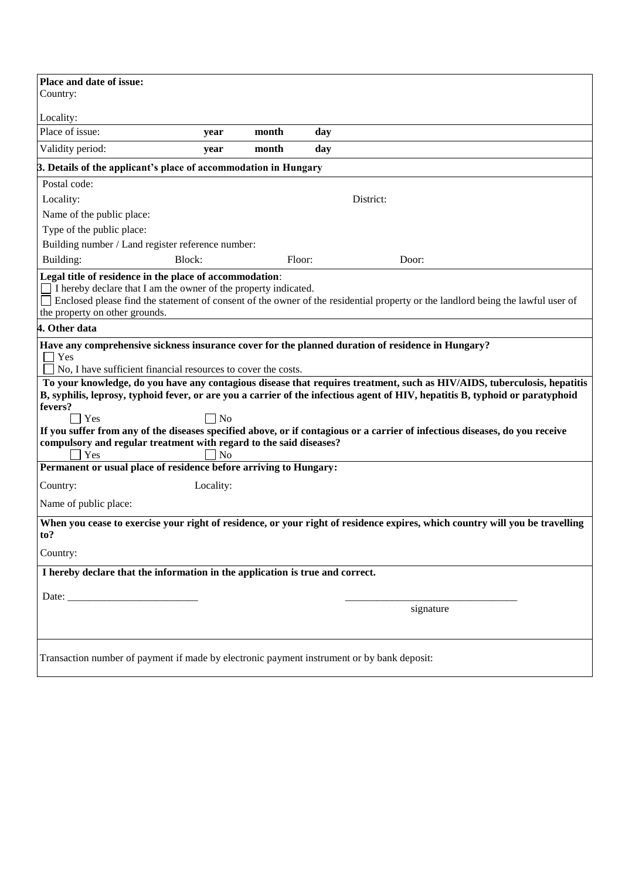**Place and date of issue:**
Country:

Locality:

| Place of issue: | **year** | **month** | **day** |
|---|---|---|---|
| Validity period: | **year** | **month** | **day** |

**3. Details of the applicant's place of accommodation in Hungary**

Postal code:

Locality: District:

Name of the public place:

Type of the public place:

Building number / Land register reference number:

Building: Block: Floor: Door:

**Legal title of residence in the place of accommodation**:

☐ I hereby declare that I am the owner of the property indicated.

☐ Enclosed please find the statement of consent of the owner of the residential property or the landlord being the lawful user of the property on other grounds.

**4. Other data**

**Have any comprehensive sickness insurance cover for the planned duration of residence in Hungary?**

☐ Yes

☐ No, I have sufficient financial resources to cover the costs.

**To your knowledge, do you have any contagious disease that requires treatment, such as HIV/AIDS, tuberculosis, hepatitis B, syphilis, leprosy, typhoid fever, or are you a carrier of the infectious agent of HIV, hepatitis B, typhoid or paratyphoid fevers?**

☐ Yes ☐ No

**If you suffer from any of the diseases specified above, or if contagious or a carrier of infectious diseases, do you receive compulsory and regular treatment with regard to the said diseases?**

☐ Yes ☐ No

**Permanent or usual place of residence before arriving to Hungary:**

Country: Locality:

Name of public place:

**When you cease to exercise your right of residence, or your right of residence expires, which country will you be travelling to?**

Country:

**I hereby declare that the information in the application is true and correct.**

Date: _________________________ _________________________________

signature

Transaction number of payment if made by electronic payment instrument or by bank deposit: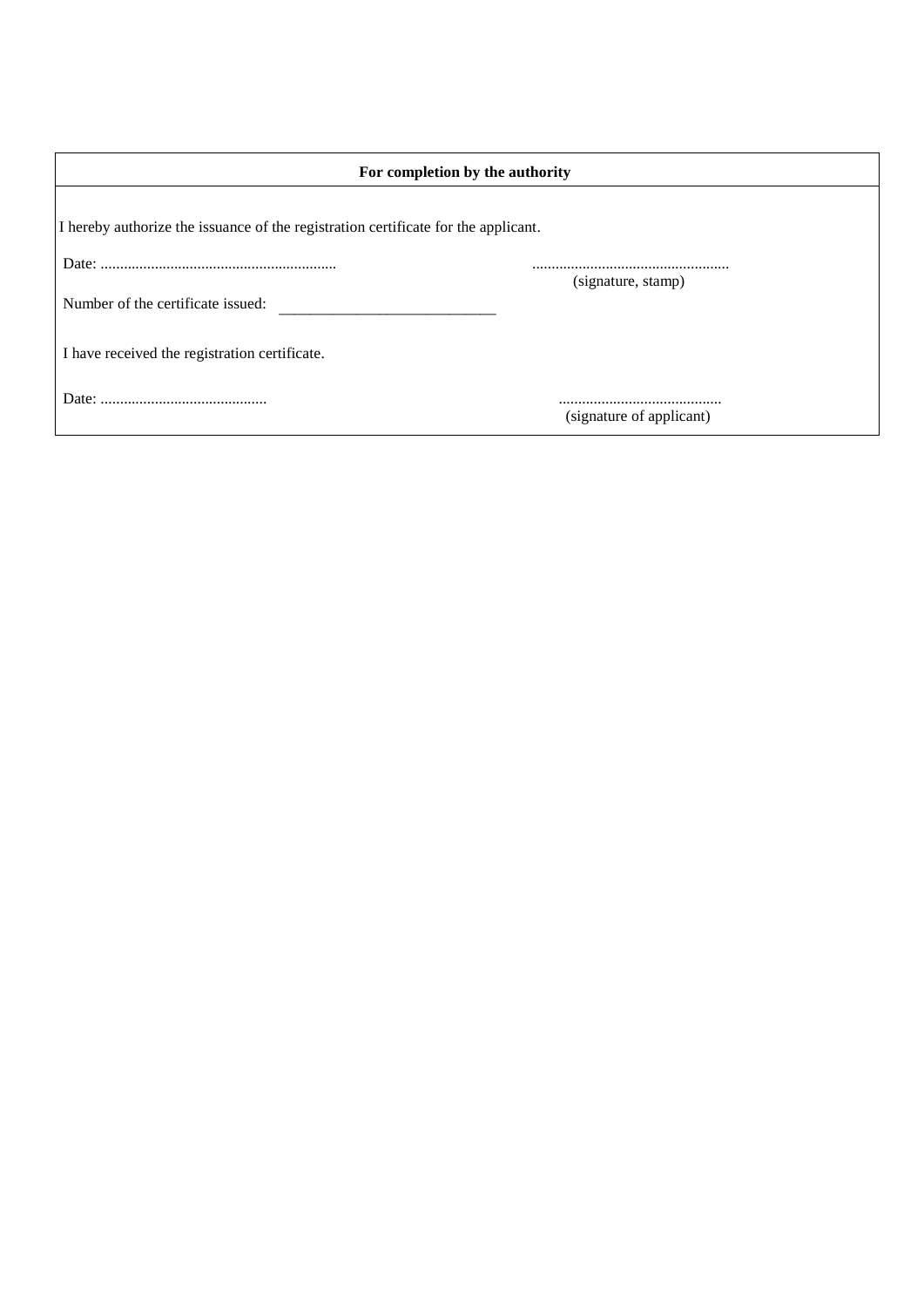**For completion by the authority**

I hereby authorize the issuance of the registration certificate for the applicant.

Date: ............................................................ ..................................................

(signature, stamp)

Number of the certificate issued: ___________________________

I have received the registration certificate.

Date: .......................................... ..........................................

(signature of applicant)